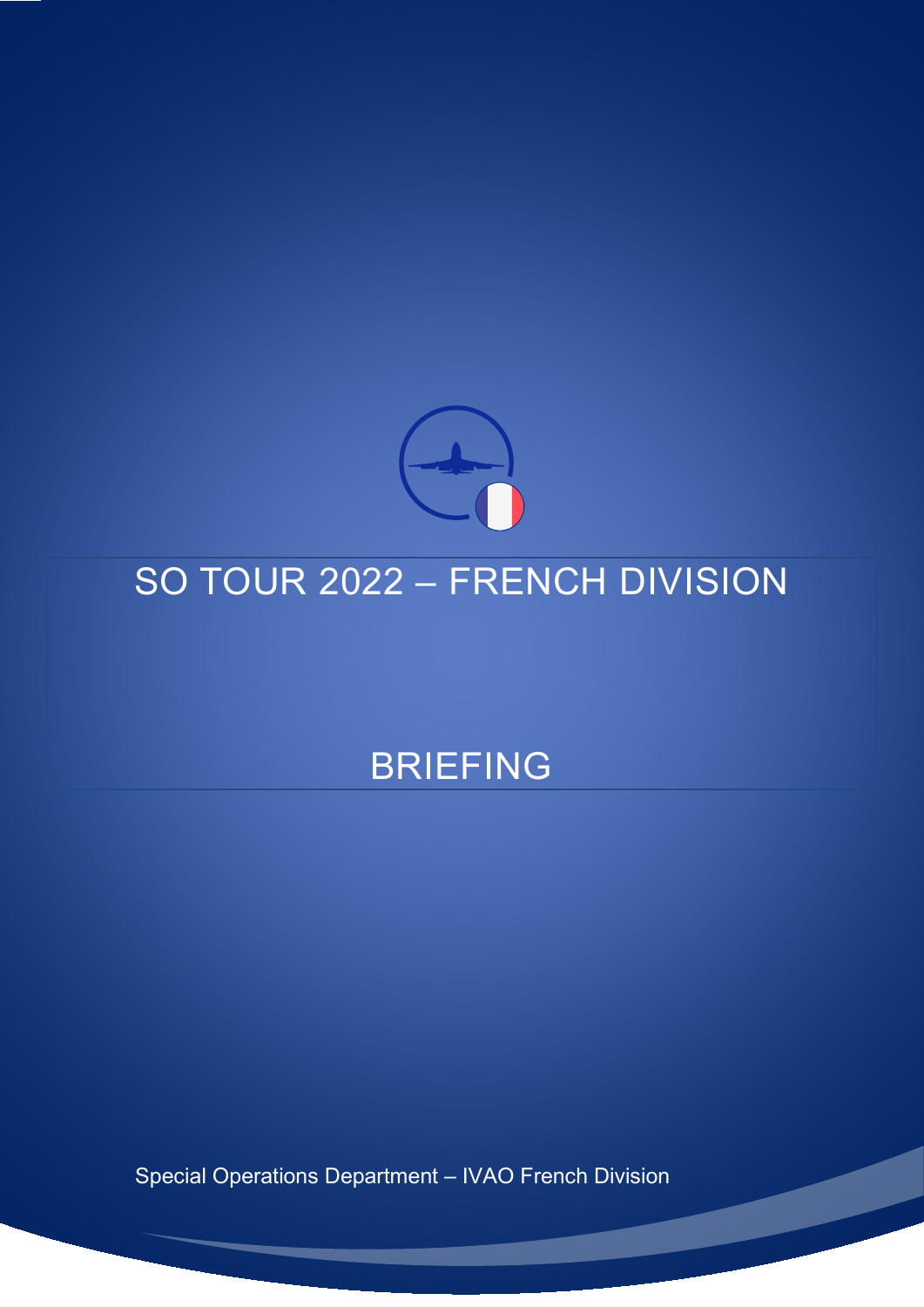# SO TOUR 2022 – FRENCH DIVISION

# BRIEFING

Special Operations Department – IVAO French Division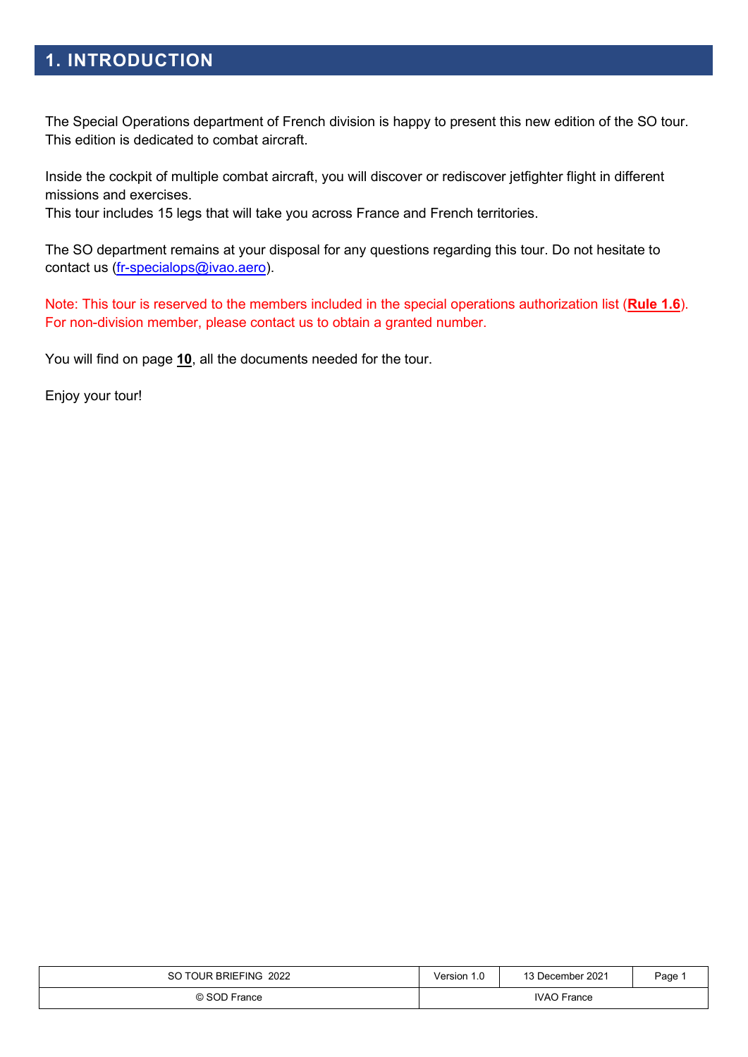# 1. INTRODUCTION

The Special Operations department of French division is happy to present this new edition of the SO tour. This edition is dedicated to combat aircraft.

Inside the cockpit of multiple combat aircraft, you will discover or rediscover jetfighter flight in different missions and exercises.
This tour includes 15 legs that will take you across France and French territories.

The SO department remains at your disposal for any questions regarding this tour. Do not hesitate to contact us (fr-specialops@ivao.aero).

Note: This tour is reserved to the members included in the special operations authorization list (**Rule 1.6**).
For non-division member, please contact us to obtain a granted number.

You will find on page **10**, all the documents needed for the tour.

Enjoy your tour!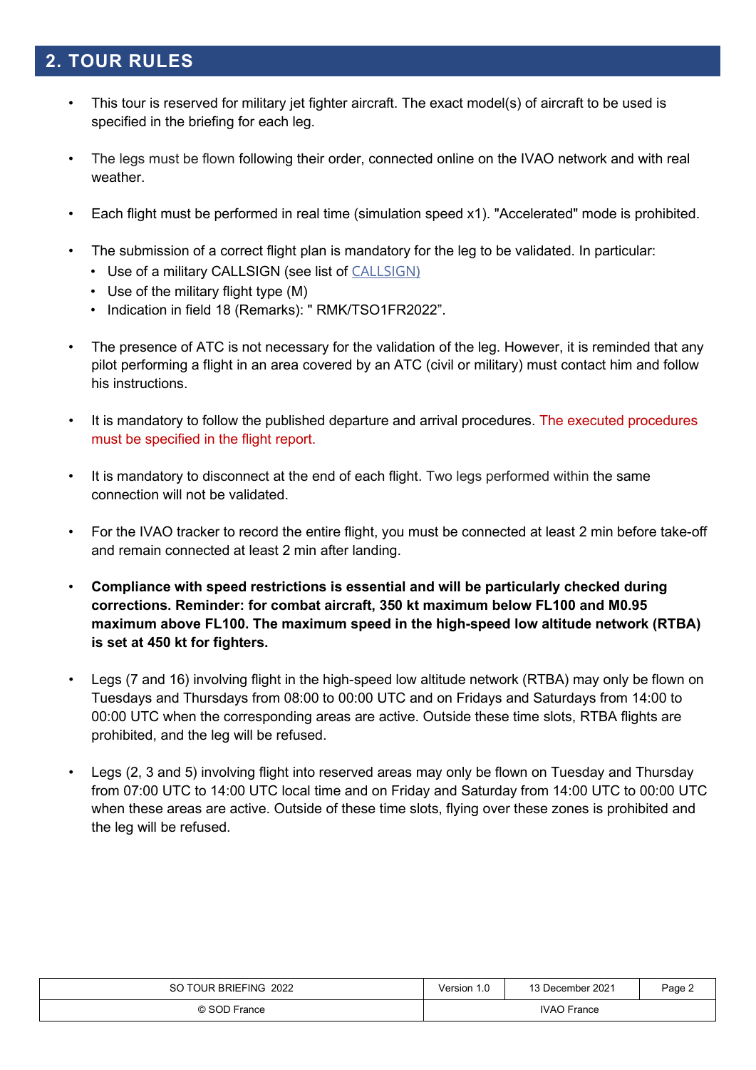## 2. TOUR RULES

- This tour is reserved for military jet fighter aircraft. The exact model(s) of aircraft to be used is specified in the briefing for each leg.
- The legs must be flown following their order, connected online on the IVAO network and with real weather.
- Each flight must be performed in real time (simulation speed x1). "Accelerated" mode is prohibited.
- The submission of a correct flight plan is mandatory for the leg to be validated. In particular:
  - Use of a military CALLSIGN (see list of CALLSIGN)
  - Use of the military flight type (M)
  - Indication in field 18 (Remarks): " RMK/TSO1FR2022".
- The presence of ATC is not necessary for the validation of the leg. However, it is reminded that any pilot performing a flight in an area covered by an ATC (civil or military) must contact him and follow his instructions.
- It is mandatory to follow the published departure and arrival procedures. The executed procedures must be specified in the flight report.
- It is mandatory to disconnect at the end of each flight. Two legs performed within the same connection will not be validated.
- For the IVAO tracker to record the entire flight, you must be connected at least 2 min before take-off and remain connected at least 2 min after landing.
- **Compliance with speed restrictions is essential and will be particularly checked during corrections. Reminder: for combat aircraft, 350 kt maximum below FL100 and M0.95 maximum above FL100. The maximum speed in the high-speed low altitude network (RTBA) is set at 450 kt for fighters.**
- Legs (7 and 16) involving flight in the high-speed low altitude network (RTBA) may only be flown on Tuesdays and Thursdays from 08:00 to 00:00 UTC and on Fridays and Saturdays from 14:00 to 00:00 UTC when the corresponding areas are active. Outside these time slots, RTBA flights are prohibited, and the leg will be refused.
- Legs (2, 3 and 5) involving flight into reserved areas may only be flown on Tuesday and Thursday from 07:00 UTC to 14:00 UTC local time and on Friday and Saturday from 14:00 UTC to 00:00 UTC when these areas are active. Outside of these time slots, flying over these zones is prohibited and the leg will be refused.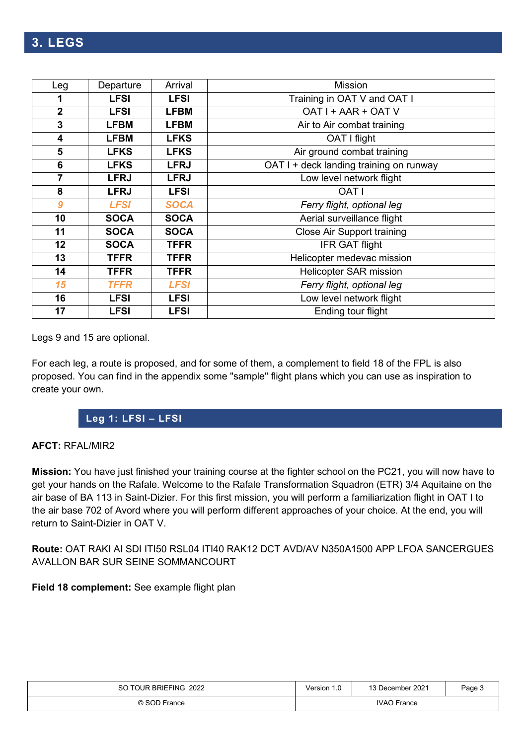## 3. LEGS

| Leg | Departure | Arrival | Mission |
|---|---|---|---|
| **1** | **LFSI** | **LFSI** | Training in OAT V and OAT I |
| **2** | **LFSI** | **LFBM** | OAT I + AAR + OAT V |
| **3** | **LFBM** | **LFBM** | Air to Air combat training |
| **4** | **LFBM** | **LFKS** | OAT I flight |
| **5** | **LFKS** | **LFKS** | Air ground combat training |
| **6** | **LFKS** | **LFRJ** | OAT I + deck landing training on runway |
| **7** | **LFRJ** | **LFRJ** | Low level network flight |
| **8** | **LFRJ** | **LFSI** | OAT I |
| *9* | *LFSI* | *SOCA* | *Ferry flight, optional leg* |
| **10** | **SOCA** | **SOCA** | Aerial surveillance flight |
| **11** | **SOCA** | **SOCA** | Close Air Support training |
| **12** | **SOCA** | **TFFR** | IFR GAT flight |
| **13** | **TFFR** | **TFFR** | Helicopter medevac mission |
| **14** | **TFFR** | **TFFR** | Helicopter SAR mission |
| *15* | *TFFR* | *LFSI* | *Ferry flight, optional leg* |
| **16** | **LFSI** | **LFSI** | Low level network flight |
| **17** | **LFSI** | **LFSI** | Ending tour flight |

Legs 9 and 15 are optional.

For each leg, a route is proposed, and for some of them, a complement to field 18 of the FPL is also proposed. You can find in the appendix some "sample" flight plans which you can use as inspiration to create your own.

### Leg 1: LFSI – LFSI

**AFCT:** RFAL/MIR2

**Mission:** You have just finished your training course at the fighter school on the PC21, you will now have to get your hands on the Rafale. Welcome to the Rafale Transformation Squadron (ETR) 3/4 Aquitaine on the air base of BA 113 in Saint-Dizier. For this first mission, you will perform a familiarization flight in OAT I to the air base 702 of Avord where you will perform different approaches of your choice. At the end, you will return to Saint-Dizier in OAT V.

**Route:** OAT RAKI AI SDI ITI50 RSL04 ITI40 RAK12 DCT AVD/AV N350A1500 APP LFOA SANCERGUES AVALLON BAR SUR SEINE SOMMANCOURT

**Field 18 complement:** See example flight plan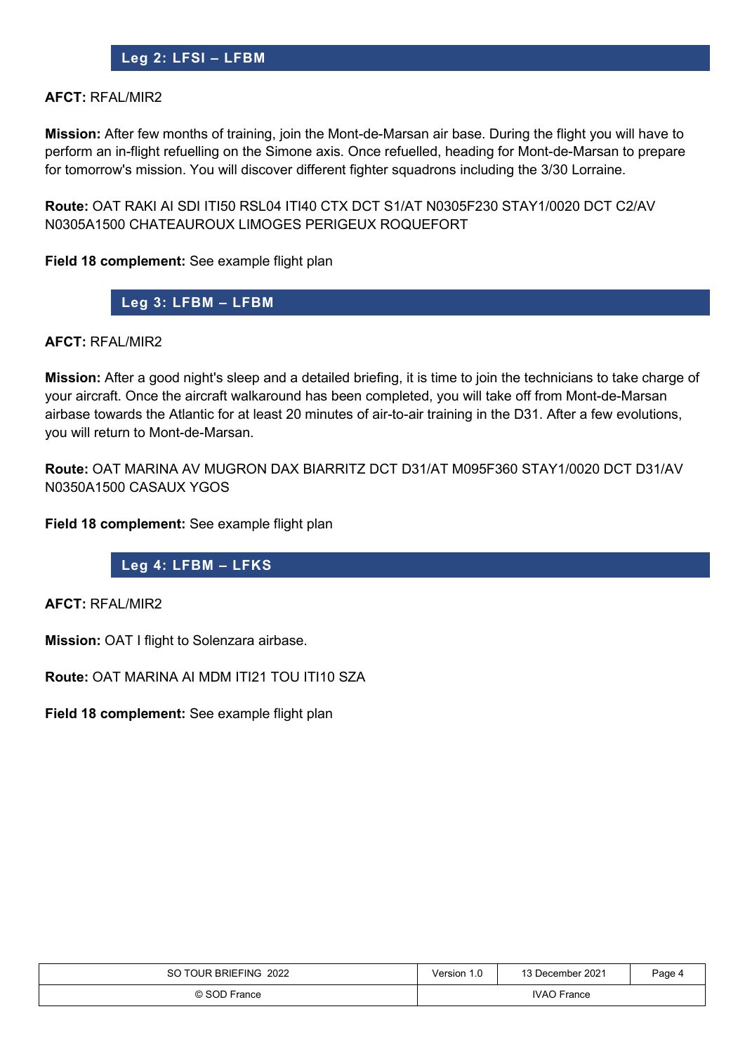## Leg 2: LFSI – LFBM

**AFCT:** RFAL/MIR2

**Mission:** After few months of training, join the Mont-de-Marsan air base. During the flight you will have to perform an in-flight refuelling on the Simone axis. Once refuelled, heading for Mont-de-Marsan to prepare for tomorrow's mission. You will discover different fighter squadrons including the 3/30 Lorraine.

**Route:** OAT RAKI AI SDI ITI50 RSL04 ITI40 CTX DCT S1/AT N0305F230 STAY1/0020 DCT C2/AV N0305A1500 CHATEAUROUX LIMOGES PERIGEUX ROQUEFORT

**Field 18 complement:** See example flight plan

## Leg 3: LFBM – LFBM

**AFCT:** RFAL/MIR2

**Mission:** After a good night's sleep and a detailed briefing, it is time to join the technicians to take charge of your aircraft. Once the aircraft walkaround has been completed, you will take off from Mont-de-Marsan airbase towards the Atlantic for at least 20 minutes of air-to-air training in the D31. After a few evolutions, you will return to Mont-de-Marsan.

**Route:** OAT MARINA AV MUGRON DAX BIARRITZ DCT D31/AT M095F360 STAY1/0020 DCT D31/AV N0350A1500 CASAUX YGOS

**Field 18 complement:** See example flight plan

## Leg 4: LFBM – LFKS

**AFCT:** RFAL/MIR2

**Mission:** OAT I flight to Solenzara airbase.

**Route:** OAT MARINA AI MDM ITI21 TOU ITI10 SZA

**Field 18 complement:** See example flight plan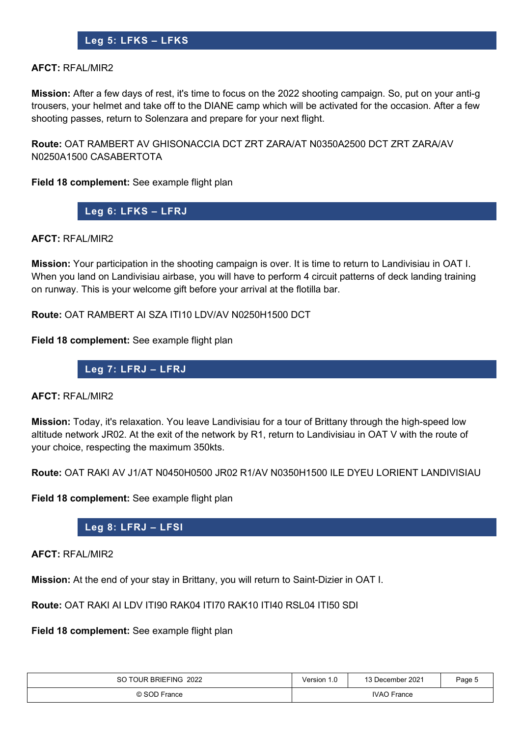## Leg 5: LFKS – LFKS

**AFCT:** RFAL/MIR2

**Mission:** After a few days of rest, it's time to focus on the 2022 shooting campaign. So, put on your anti-g trousers, your helmet and take off to the DIANE camp which will be activated for the occasion. After a few shooting passes, return to Solenzara and prepare for your next flight.

**Route:** OAT RAMBERT AV GHISONACCIA DCT ZRT ZARA/AT N0350A2500 DCT ZRT ZARA/AV N0250A1500 CASABERTOTA

**Field 18 complement:** See example flight plan

## Leg 6: LFKS – LFRJ

**AFCT:** RFAL/MIR2

**Mission:** Your participation in the shooting campaign is over. It is time to return to Landivisiau in OAT I. When you land on Landivisiau airbase, you will have to perform 4 circuit patterns of deck landing training on runway. This is your welcome gift before your arrival at the flotilla bar.

**Route:** OAT RAMBERT AI SZA ITI10 LDV/AV N0250H1500 DCT

**Field 18 complement:** See example flight plan

## Leg 7: LFRJ – LFRJ

**AFCT:** RFAL/MIR2

**Mission:** Today, it's relaxation. You leave Landivisiau for a tour of Brittany through the high-speed low altitude network JR02. At the exit of the network by R1, return to Landivisiau in OAT V with the route of your choice, respecting the maximum 350kts.

**Route:** OAT RAKI AV J1/AT N0450H0500 JR02 R1/AV N0350H1500 ILE DYEU LORIENT LANDIVISIAU

**Field 18 complement:** See example flight plan

## Leg 8: LFRJ – LFSI

**AFCT:** RFAL/MIR2

**Mission:** At the end of your stay in Brittany, you will return to Saint-Dizier in OAT I.

**Route:** OAT RAKI AI LDV ITI90 RAK04 ITI70 RAK10 ITI40 RSL04 ITI50 SDI

**Field 18 complement:** See example flight plan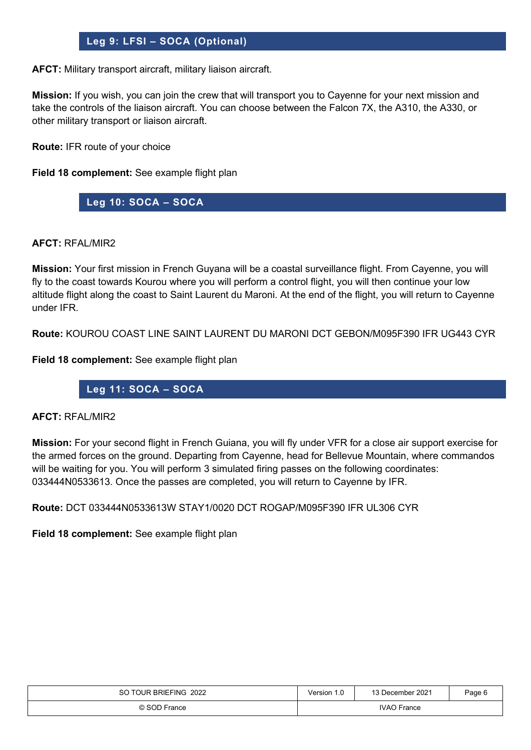## Leg 9: LFSI – SOCA (Optional)

**AFCT:** Military transport aircraft, military liaison aircraft.

**Mission:** If you wish, you can join the crew that will transport you to Cayenne for your next mission and take the controls of the liaison aircraft. You can choose between the Falcon 7X, the A310, the A330, or other military transport or liaison aircraft.

**Route:** IFR route of your choice

**Field 18 complement:** See example flight plan

## Leg 10: SOCA – SOCA

**AFCT:** RFAL/MIR2

**Mission:** Your first mission in French Guyana will be a coastal surveillance flight. From Cayenne, you will fly to the coast towards Kourou where you will perform a control flight, you will then continue your low altitude flight along the coast to Saint Laurent du Maroni. At the end of the flight, you will return to Cayenne under IFR.

**Route:** KOUROU COAST LINE SAINT LAURENT DU MARONI DCT GEBON/M095F390 IFR UG443 CYR

**Field 18 complement:** See example flight plan

## Leg 11: SOCA – SOCA

**AFCT:** RFAL/MIR2

**Mission:** For your second flight in French Guiana, you will fly under VFR for a close air support exercise for the armed forces on the ground. Departing from Cayenne, head for Bellevue Mountain, where commandos will be waiting for you. You will perform 3 simulated firing passes on the following coordinates: 033444N0533613. Once the passes are completed, you will return to Cayenne by IFR.

**Route:** DCT 033444N0533613W STAY1/0020 DCT ROGAP/M095F390 IFR UL306 CYR

**Field 18 complement:** See example flight plan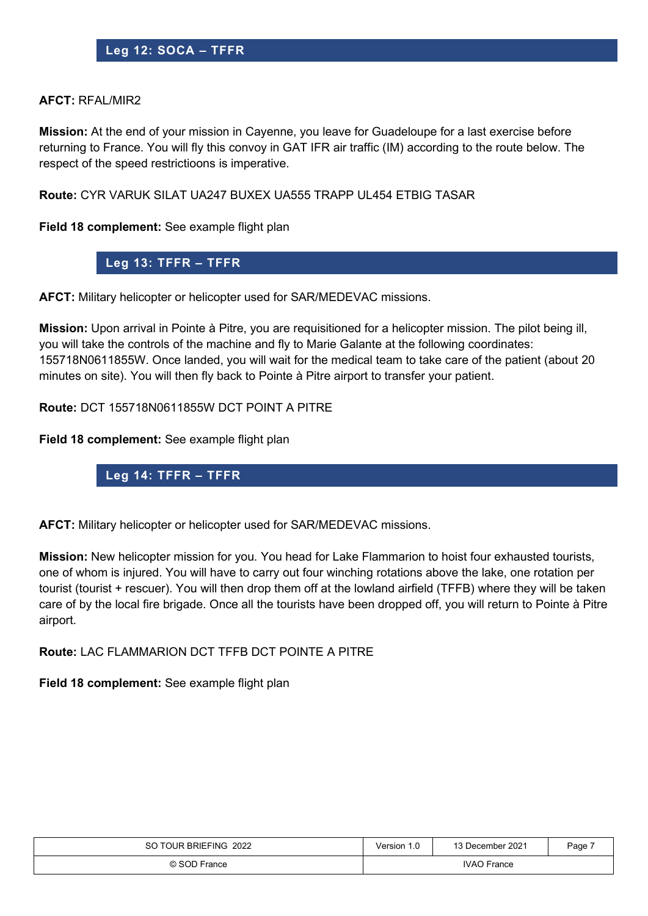## Leg 12: SOCA – TFFR

**AFCT:** RFAL/MIR2

**Mission:** At the end of your mission in Cayenne, you leave for Guadeloupe for a last exercise before returning to France. You will fly this convoy in GAT IFR air traffic (IM) according to the route below. The respect of the speed restrictioons is imperative.

**Route:** CYR VARUK SILAT UA247 BUXEX UA555 TRAPP UL454 ETBIG TASAR

**Field 18 complement:** See example flight plan

## Leg 13: TFFR – TFFR

**AFCT:** Military helicopter or helicopter used for SAR/MEDEVAC missions.

**Mission:** Upon arrival in Pointe à Pitre, you are requisitioned for a helicopter mission. The pilot being ill, you will take the controls of the machine and fly to Marie Galante at the following coordinates: 155718N0611855W. Once landed, you will wait for the medical team to take care of the patient (about 20 minutes on site). You will then fly back to Pointe à Pitre airport to transfer your patient.

**Route:** DCT 155718N0611855W DCT POINT A PITRE

**Field 18 complement:** See example flight plan

## Leg 14: TFFR – TFFR

**AFCT:** Military helicopter or helicopter used for SAR/MEDEVAC missions.

**Mission:** New helicopter mission for you. You head for Lake Flammarion to hoist four exhausted tourists, one of whom is injured. You will have to carry out four winching rotations above the lake, one rotation per tourist (tourist + rescuer). You will then drop them off at the lowland airfield (TFFB) where they will be taken care of by the local fire brigade. Once all the tourists have been dropped off, you will return to Pointe à Pitre airport.

**Route:** LAC FLAMMARION DCT TFFB DCT POINTE A PITRE

**Field 18 complement:** See example flight plan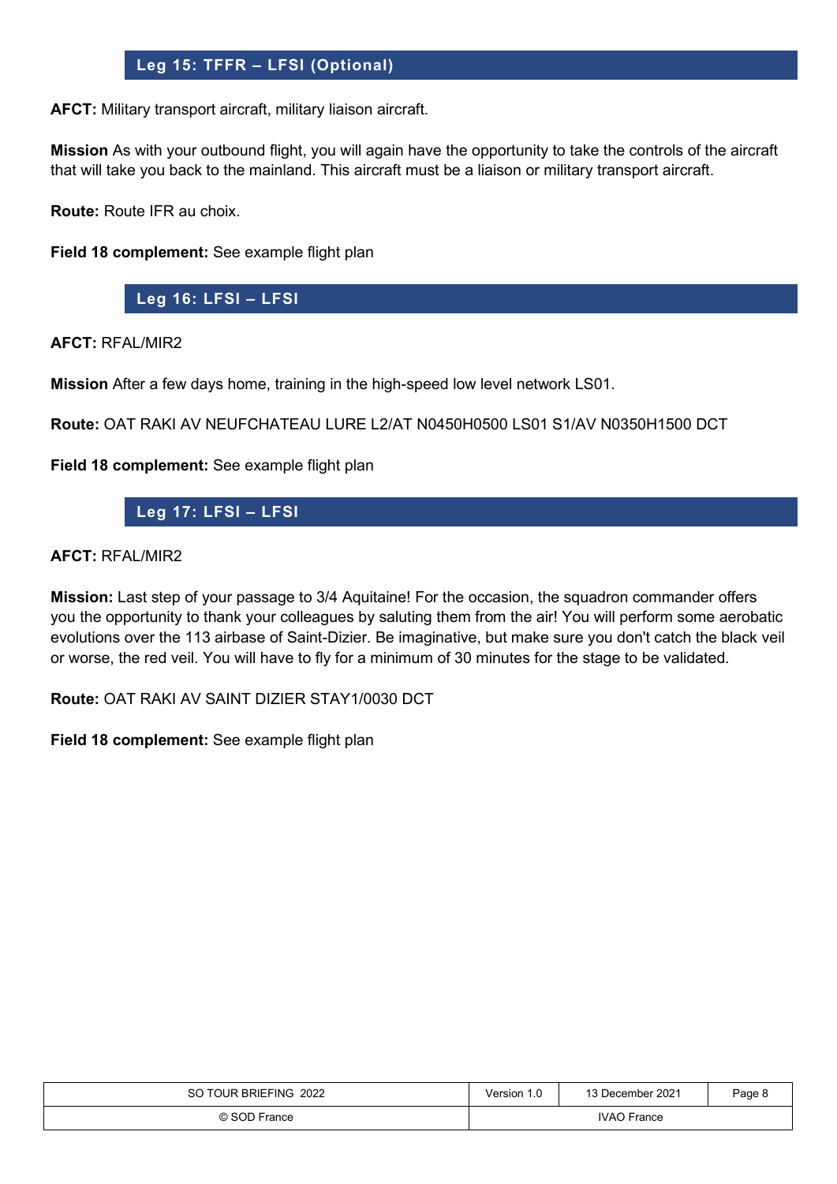## Leg 15: TFFR – LFSI (Optional)

**AFCT:** Military transport aircraft, military liaison aircraft.

**Mission** As with your outbound flight, you will again have the opportunity to take the controls of the aircraft that will take you back to the mainland. This aircraft must be a liaison or military transport aircraft.

**Route:** Route IFR au choix.

**Field 18 complement:** See example flight plan

## Leg 16: LFSI – LFSI

**AFCT:** RFAL/MIR2

**Mission** After a few days home, training in the high-speed low level network LS01.

**Route:** OAT RAKI AV NEUFCHATEAU LURE L2/AT N0450H0500 LS01 S1/AV N0350H1500 DCT

**Field 18 complement:** See example flight plan

## Leg 17: LFSI – LFSI

**AFCT:** RFAL/MIR2

**Mission:** Last step of your passage to 3/4 Aquitaine! For the occasion, the squadron commander offers you the opportunity to thank your colleagues by saluting them from the air! You will perform some aerobatic evolutions over the 113 airbase of Saint-Dizier. Be imaginative, but make sure you don't catch the black veil or worse, the red veil. You will have to fly for a minimum of 30 minutes for the stage to be validated.

**Route:** OAT RAKI AV SAINT DIZIER STAY1/0030 DCT

**Field 18 complement:** See example flight plan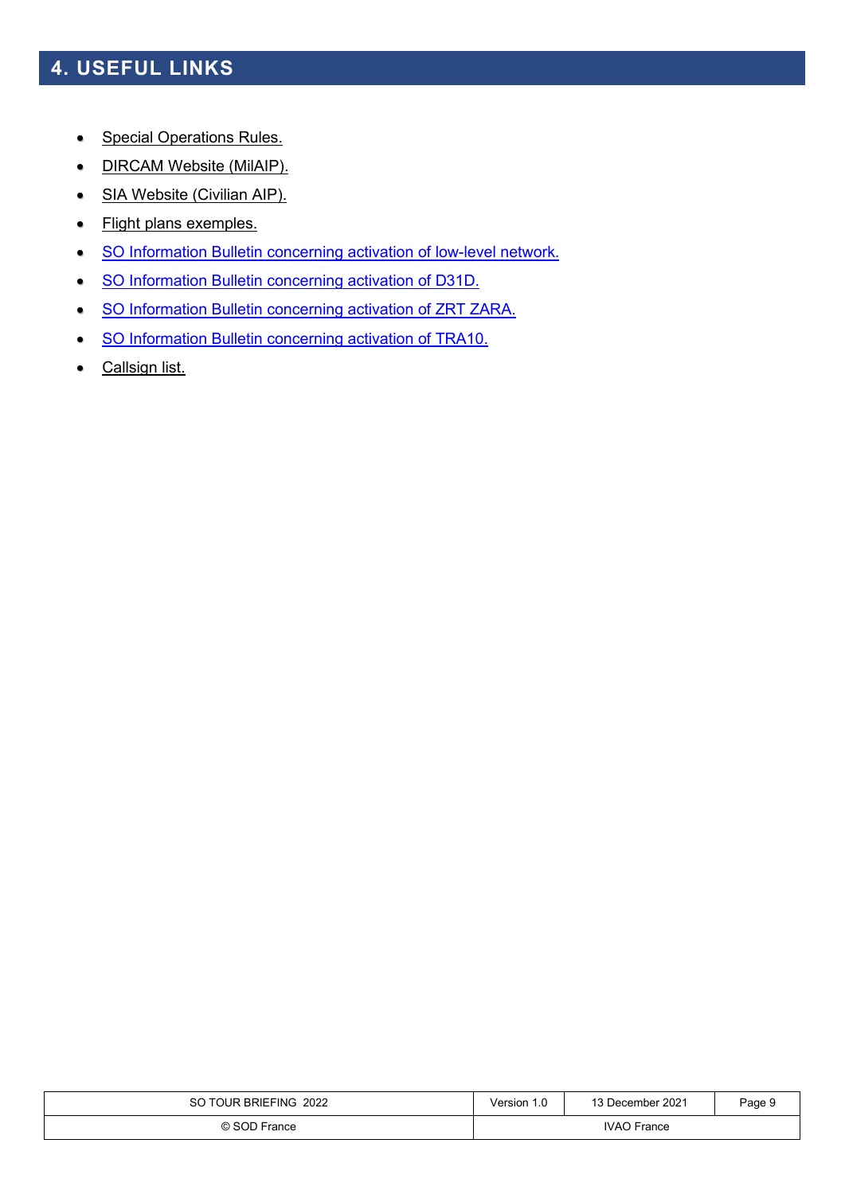## 4. USEFUL LINKS

- Special Operations Rules.
- DIRCAM Website (MilAIP).
- SIA Website (Civilian AIP).
- Flight plans exemples.
- SO Information Bulletin concerning activation of low-level network.
- SO Information Bulletin concerning activation of D31D.
- SO Information Bulletin concerning activation of ZRT ZARA.
- SO Information Bulletin concerning activation of TRA10.
- Callsign list.